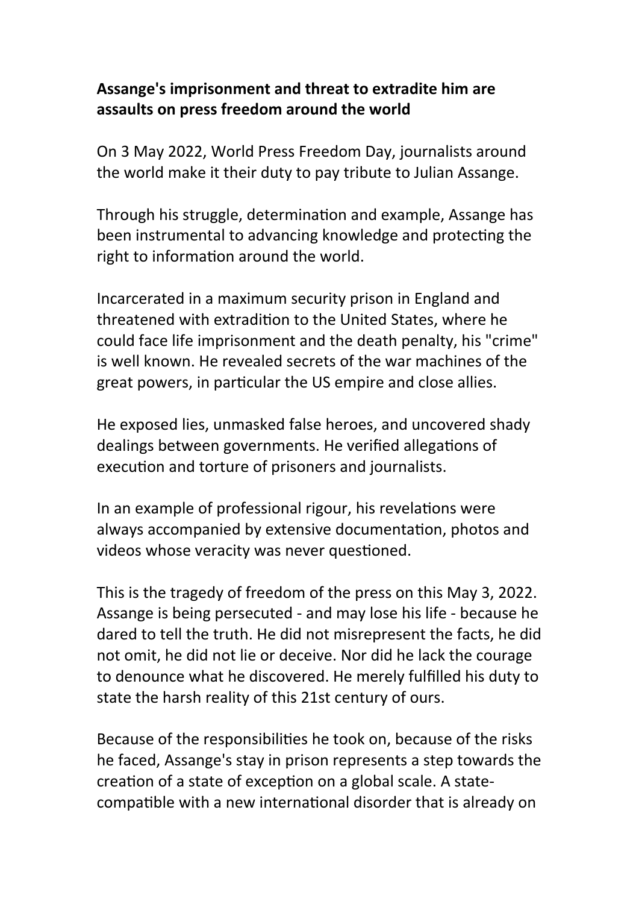**Assange's imprisonment and threat to extradite him are assaults on press freedom around the world**

On 3 May 2022, World Press Freedom Day, journalists around the world make it their duty to pay tribute to Julian Assange.

Through his struggle, determination and example, Assange has been instrumental to advancing knowledge and protecting the right to information around the world.

Incarcerated in a maximum security prison in England and threatened with extradition to the United States, where he could face life imprisonment and the death penalty, his "crime" is well known. He revealed secrets of the war machines of the great powers, in particular the US empire and close allies.

He exposed lies, unmasked false heroes, and uncovered shady dealings between governments. He verified allegations of execution and torture of prisoners and journalists.

In an example of professional rigour, his revelations were always accompanied by extensive documentation, photos and videos whose veracity was never questioned.

This is the tragedy of freedom of the press on this May 3, 2022. Assange is being persecuted - and may lose his life - because he dared to tell the truth. He did not misrepresent the facts, he did not omit, he did not lie or deceive. Nor did he lack the courage to denounce what he discovered. He merely fulfilled his duty to state the harsh reality of this 21st century of ours.

Because of the responsibilities he took on, because of the risks he faced, Assange's stay in prison represents a step towards the creation of a state of exception on a global scale. A state-compatible with a new international disorder that is already on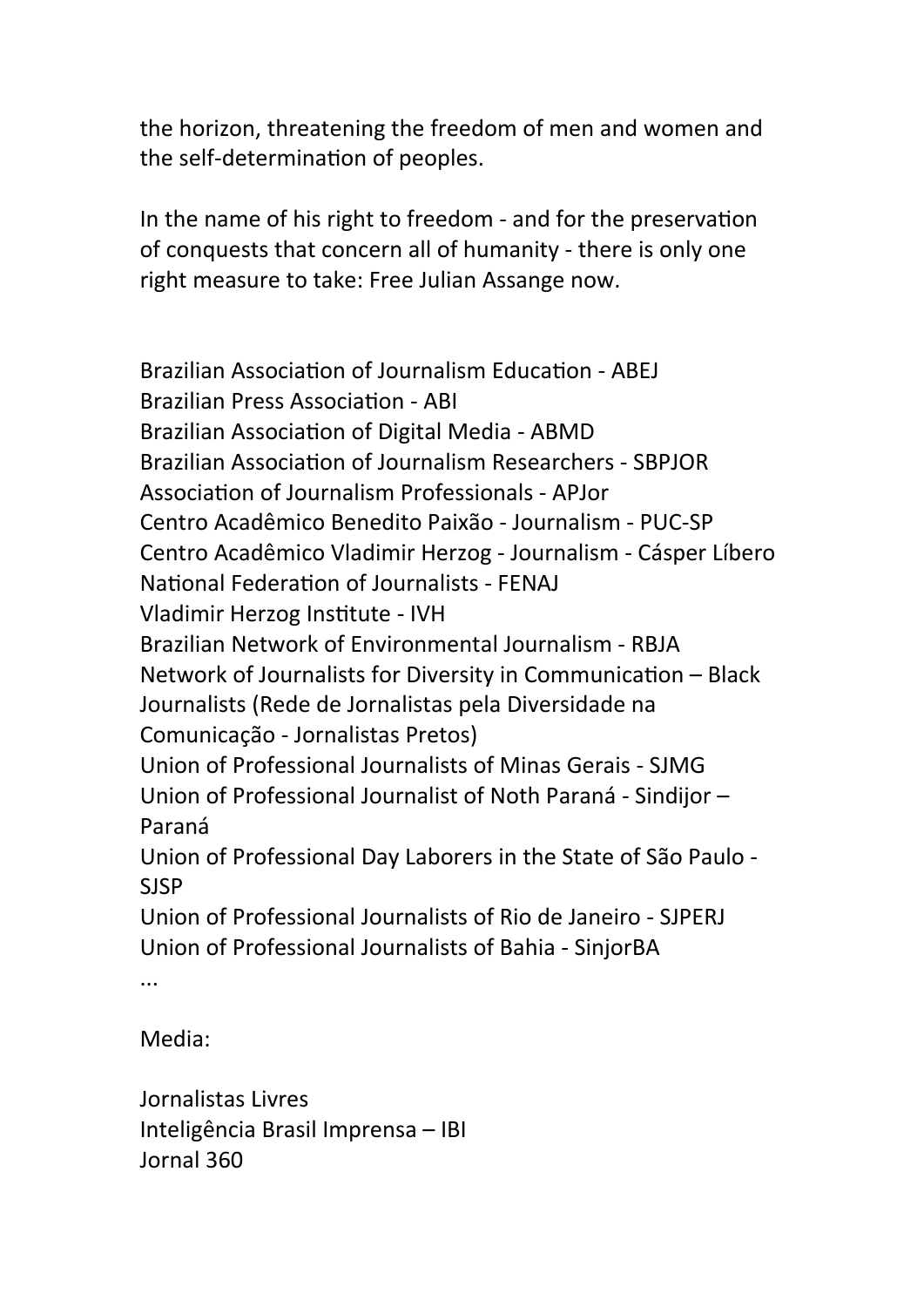the horizon, threatening the freedom of men and women and the self-determination of peoples.

In the name of his right to freedom - and for the preservation of conquests that concern all of humanity - there is only one right measure to take: Free Julian Assange now.

Brazilian Association of Journalism Education - ABEJ  
Brazilian Press Association - ABI  
Brazilian Association of Digital Media - ABMD  
Brazilian Association of Journalism Researchers - SBPJOR  
Association of Journalism Professionals - APJor  
Centro Acadêmico Benedito Paixão - Journalism - PUC-SP  
Centro Acadêmico Vladimir Herzog - Journalism - Cásper Líbero  
National Federation of Journalists - FENAJ  
Vladimir Herzog Institute - IVH  
Brazilian Network of Environmental Journalism - RBJA  
Network of Journalists for Diversity in Communication – Black Journalists (Rede de Jornalistas pela Diversidade na Comunicação - Jornalistas Pretos)  
Union of Professional Journalists of Minas Gerais - SJMG  
Union of Professional Journalist of Noth Paraná - Sindijor – Paraná  
Union of Professional Day Laborers in the State of São Paulo - SJSP  
Union of Professional Journalists of Rio de Janeiro - SJPERJ  
Union of Professional Journalists of Bahia - SinjorBA  
...

Media:

Jornalistas Livres  
Inteligência Brasil Imprensa – IBI  
Jornal 360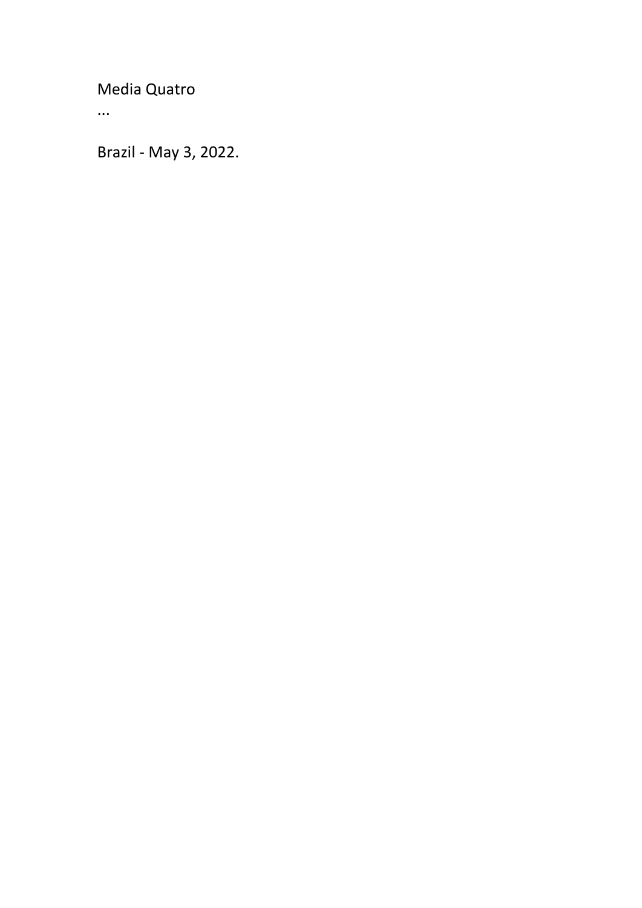Media Quatro

...

Brazil - May 3, 2022.